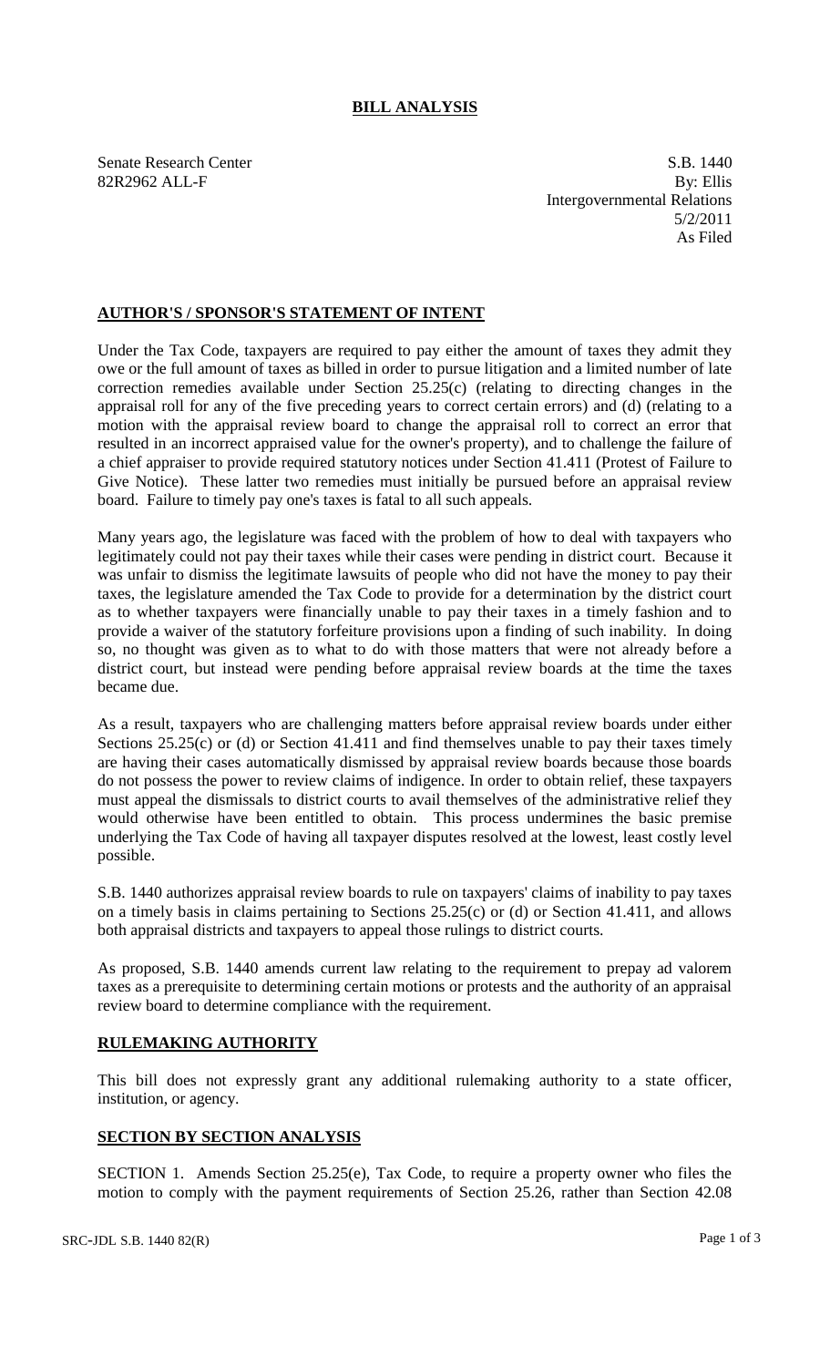# BILL ANALYSIS

Senate Research Center
82R2962 ALL-F

S.B. 1440
By: Ellis
Intergovernmental Relations
5/2/2011
As Filed

## AUTHOR'S / SPONSOR'S STATEMENT OF INTENT

Under the Tax Code, taxpayers are required to pay either the amount of taxes they admit they owe or the full amount of taxes as billed in order to pursue litigation and a limited number of late correction remedies available under Section 25.25(c) (relating to directing changes in the appraisal roll for any of the five preceding years to correct certain errors) and (d) (relating to a motion with the appraisal review board to change the appraisal roll to correct an error that resulted in an incorrect appraised value for the owner's property), and to challenge the failure of a chief appraiser to provide required statutory notices under Section 41.411 (Protest of Failure to Give Notice). These latter two remedies must initially be pursued before an appraisal review board. Failure to timely pay one's taxes is fatal to all such appeals.

Many years ago, the legislature was faced with the problem of how to deal with taxpayers who legitimately could not pay their taxes while their cases were pending in district court. Because it was unfair to dismiss the legitimate lawsuits of people who did not have the money to pay their taxes, the legislature amended the Tax Code to provide for a determination by the district court as to whether taxpayers were financially unable to pay their taxes in a timely fashion and to provide a waiver of the statutory forfeiture provisions upon a finding of such inability. In doing so, no thought was given as to what to do with those matters that were not already before a district court, but instead were pending before appraisal review boards at the time the taxes became due.

As a result, taxpayers who are challenging matters before appraisal review boards under either Sections 25.25(c) or (d) or Section 41.411 and find themselves unable to pay their taxes timely are having their cases automatically dismissed by appraisal review boards because those boards do not possess the power to review claims of indigence. In order to obtain relief, these taxpayers must appeal the dismissals to district courts to avail themselves of the administrative relief they would otherwise have been entitled to obtain. This process undermines the basic premise underlying the Tax Code of having all taxpayer disputes resolved at the lowest, least costly level possible.

S.B. 1440 authorizes appraisal review boards to rule on taxpayers' claims of inability to pay taxes on a timely basis in claims pertaining to Sections 25.25(c) or (d) or Section 41.411, and allows both appraisal districts and taxpayers to appeal those rulings to district courts.

As proposed, S.B. 1440 amends current law relating to the requirement to prepay ad valorem taxes as a prerequisite to determining certain motions or protests and the authority of an appraisal review board to determine compliance with the requirement.

## RULEMAKING AUTHORITY

This bill does not expressly grant any additional rulemaking authority to a state officer, institution, or agency.

## SECTION BY SECTION ANALYSIS

SECTION 1. Amends Section 25.25(e), Tax Code, to require a property owner who files the motion to comply with the payment requirements of Section 25.26, rather than Section 42.08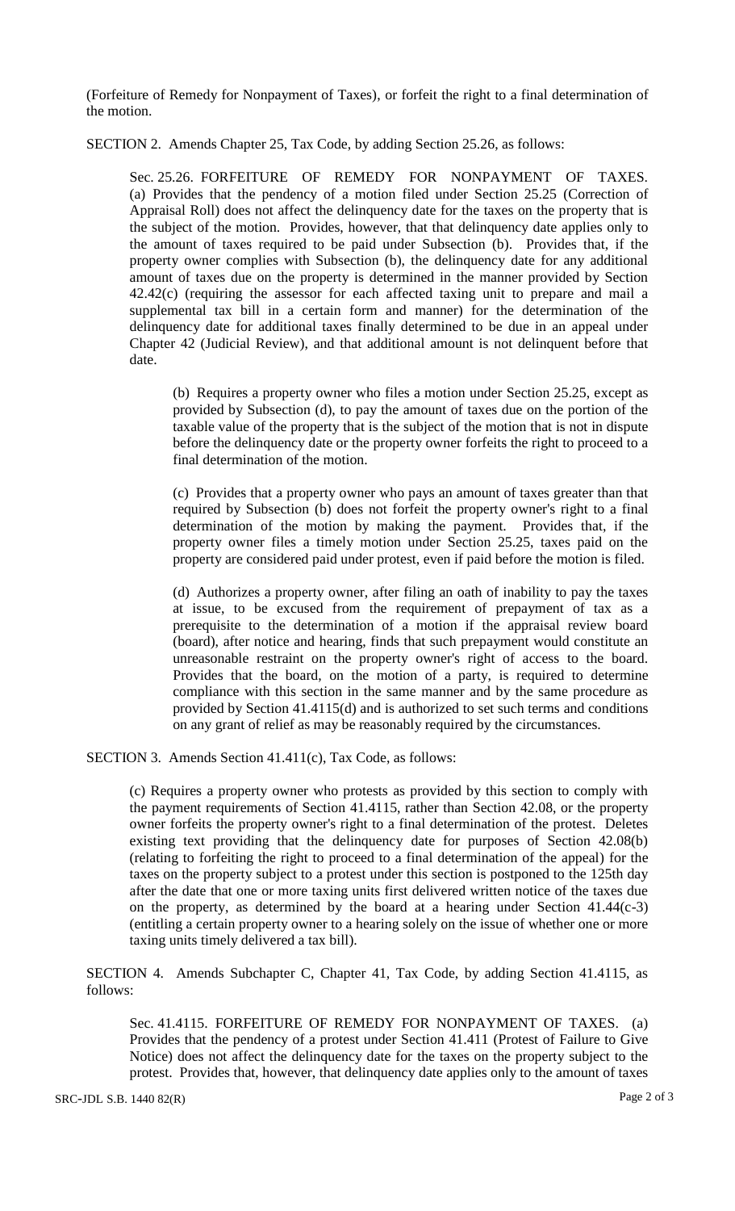(Forfeiture of Remedy for Nonpayment of Taxes), or forfeit the right to a final determination of the motion.

SECTION 2. Amends Chapter 25, Tax Code, by adding Section 25.26, as follows:

Sec. 25.26. FORFEITURE OF REMEDY FOR NONPAYMENT OF TAXES. (a) Provides that the pendency of a motion filed under Section 25.25 (Correction of Appraisal Roll) does not affect the delinquency date for the taxes on the property that is the subject of the motion. Provides, however, that that delinquency date applies only to the amount of taxes required to be paid under Subsection (b). Provides that, if the property owner complies with Subsection (b), the delinquency date for any additional amount of taxes due on the property is determined in the manner provided by Section 42.42(c) (requiring the assessor for each affected taxing unit to prepare and mail a supplemental tax bill in a certain form and manner) for the determination of the delinquency date for additional taxes finally determined to be due in an appeal under Chapter 42 (Judicial Review), and that additional amount is not delinquent before that date.

(b) Requires a property owner who files a motion under Section 25.25, except as provided by Subsection (d), to pay the amount of taxes due on the portion of the taxable value of the property that is the subject of the motion that is not in dispute before the delinquency date or the property owner forfeits the right to proceed to a final determination of the motion.

(c) Provides that a property owner who pays an amount of taxes greater than that required by Subsection (b) does not forfeit the property owner's right to a final determination of the motion by making the payment. Provides that, if the property owner files a timely motion under Section 25.25, taxes paid on the property are considered paid under protest, even if paid before the motion is filed.

(d) Authorizes a property owner, after filing an oath of inability to pay the taxes at issue, to be excused from the requirement of prepayment of tax as a prerequisite to the determination of a motion if the appraisal review board (board), after notice and hearing, finds that such prepayment would constitute an unreasonable restraint on the property owner's right of access to the board. Provides that the board, on the motion of a party, is required to determine compliance with this section in the same manner and by the same procedure as provided by Section 41.4115(d) and is authorized to set such terms and conditions on any grant of relief as may be reasonably required by the circumstances.

SECTION 3. Amends Section 41.411(c), Tax Code, as follows:

(c) Requires a property owner who protests as provided by this section to comply with the payment requirements of Section 41.4115, rather than Section 42.08, or the property owner forfeits the property owner's right to a final determination of the protest. Deletes existing text providing that the delinquency date for purposes of Section 42.08(b) (relating to forfeiting the right to proceed to a final determination of the appeal) for the taxes on the property subject to a protest under this section is postponed to the 125th day after the date that one or more taxing units first delivered written notice of the taxes due on the property, as determined by the board at a hearing under Section 41.44(c-3) (entitling a certain property owner to a hearing solely on the issue of whether one or more taxing units timely delivered a tax bill).

SECTION 4. Amends Subchapter C, Chapter 41, Tax Code, by adding Section 41.4115, as follows:

Sec. 41.4115. FORFEITURE OF REMEDY FOR NONPAYMENT OF TAXES. (a) Provides that the pendency of a protest under Section 41.411 (Protest of Failure to Give Notice) does not affect the delinquency date for the taxes on the property subject to the protest. Provides that, however, that delinquency date applies only to the amount of taxes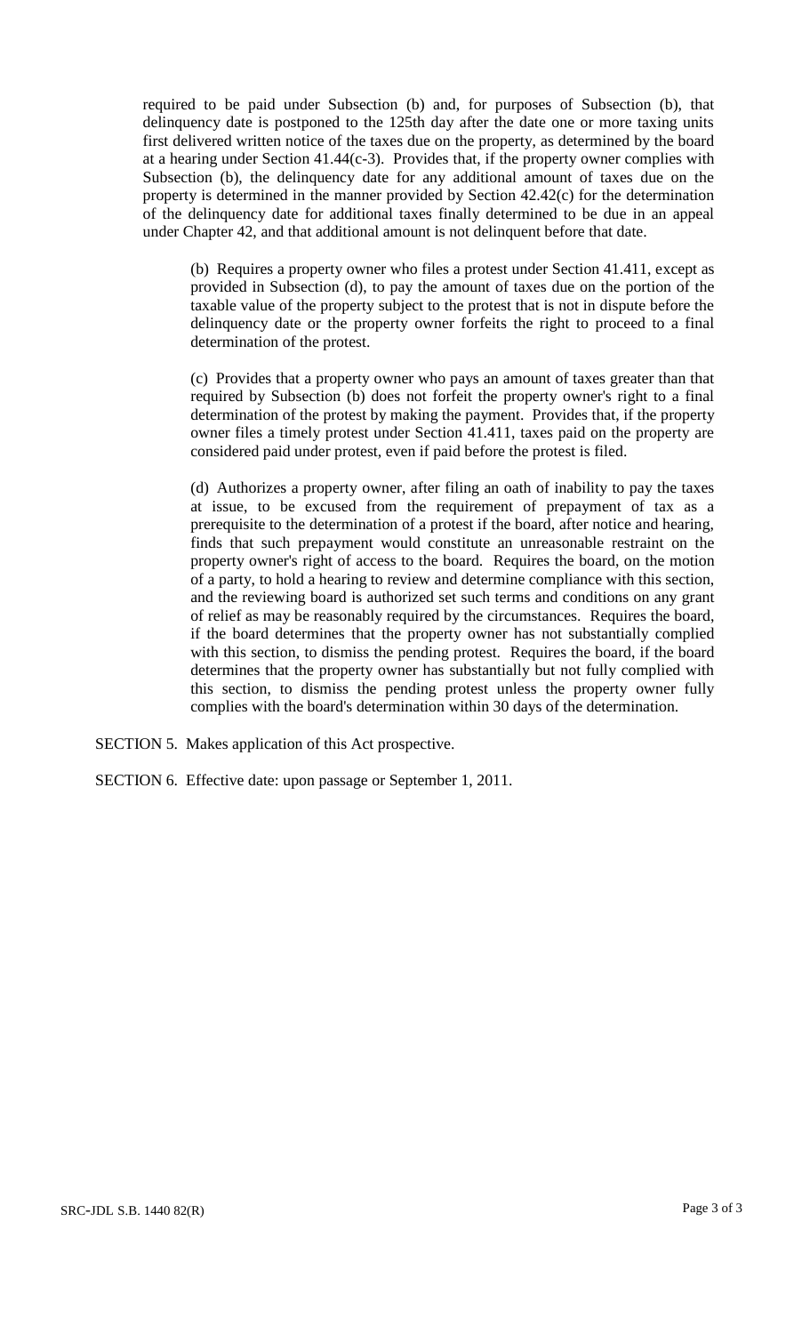required to be paid under Subsection (b) and, for purposes of Subsection (b), that delinquency date is postponed to the 125th day after the date one or more taxing units first delivered written notice of the taxes due on the property, as determined by the board at a hearing under Section 41.44(c-3). Provides that, if the property owner complies with Subsection (b), the delinquency date for any additional amount of taxes due on the property is determined in the manner provided by Section 42.42(c) for the determination of the delinquency date for additional taxes finally determined to be due in an appeal under Chapter 42, and that additional amount is not delinquent before that date.

(b) Requires a property owner who files a protest under Section 41.411, except as provided in Subsection (d), to pay the amount of taxes due on the portion of the taxable value of the property subject to the protest that is not in dispute before the delinquency date or the property owner forfeits the right to proceed to a final determination of the protest.

(c) Provides that a property owner who pays an amount of taxes greater than that required by Subsection (b) does not forfeit the property owner's right to a final determination of the protest by making the payment. Provides that, if the property owner files a timely protest under Section 41.411, taxes paid on the property are considered paid under protest, even if paid before the protest is filed.

(d) Authorizes a property owner, after filing an oath of inability to pay the taxes at issue, to be excused from the requirement of prepayment of tax as a prerequisite to the determination of a protest if the board, after notice and hearing, finds that such prepayment would constitute an unreasonable restraint on the property owner's right of access to the board. Requires the board, on the motion of a party, to hold a hearing to review and determine compliance with this section, and the reviewing board is authorized set such terms and conditions on any grant of relief as may be reasonably required by the circumstances. Requires the board, if the board determines that the property owner has not substantially complied with this section, to dismiss the pending protest. Requires the board, if the board determines that the property owner has substantially but not fully complied with this section, to dismiss the pending protest unless the property owner fully complies with the board's determination within 30 days of the determination.

SECTION 5. Makes application of this Act prospective.

SECTION 6. Effective date: upon passage or September 1, 2011.